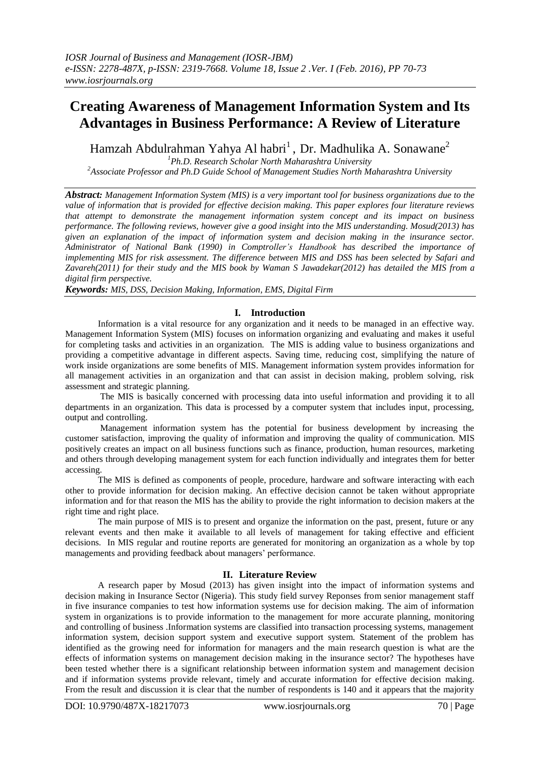# Creating Awareness of Management Information System and Its Advantages in Business Performance: A Review of Literature

Hamzah Abdulrahman Yahya Al habri[1] , Dr. Madhulika A. Sonawane[2]

[1]*Ph.D. Research Scholar North Maharashtra University*
[2]*Associate Professor and Ph.D Guide School of Management Studies North Maharashtra University*

***Abstract:*** *Management Information System (MIS) is a very important tool for business organizations due to the value of information that is provided for effective decision making. This paper explores four literature reviews that attempt to demonstrate the management information system concept and its impact on business performance. The following reviews, however give a good insight into the MIS understanding. Mosud(2013) has given an explanation of the impact of information system and decision making in the insurance sector. Administrator of National Bank (1990) in Comptroller's Handbook has described the importance of implementing MIS for risk assessment. The difference between MIS and DSS has been selected by Safari and Zavareh(2011) for their study and the MIS book by Waman S Jawadekar(2012) has detailed the MIS from a digital firm perspective.*

***Keywords:*** *MIS, DSS, Decision Making, Information, EMS, Digital Firm*

## I. Introduction

Information is a vital resource for any organization and it needs to be managed in an effective way. Management Information System (MIS) focuses on information organizing and evaluating and makes it useful for completing tasks and activities in an organization. The MIS is adding value to business organizations and providing a competitive advantage in different aspects. Saving time, reducing cost, simplifying the nature of work inside organizations are some benefits of MIS. Management information system provides information for all management activities in an organization and that can assist in decision making, problem solving, risk assessment and strategic planning.

The MIS is basically concerned with processing data into useful information and providing it to all departments in an organization. This data is processed by a computer system that includes input, processing, output and controlling.

Management information system has the potential for business development by increasing the customer satisfaction, improving the quality of information and improving the quality of communication. MIS positively creates an impact on all business functions such as finance, production, human resources, marketing and others through developing management system for each function individually and integrates them for better accessing.

The MIS is defined as components of people, procedure, hardware and software interacting with each other to provide information for decision making. An effective decision cannot be taken without appropriate information and for that reason the MIS has the ability to provide the right information to decision makers at the right time and right place.

The main purpose of MIS is to present and organize the information on the past, present, future or any relevant events and then make it available to all levels of management for taking effective and efficient decisions. In MIS regular and routine reports are generated for monitoring an organization as a whole by top managements and providing feedback about managers' performance.

## II. Literature Review

A research paper by Mosud (2013) has given insight into the impact of information systems and decision making in Insurance Sector (Nigeria). This study field survey Reponses from senior management staff in five insurance companies to test how information systems use for decision making. The aim of information system in organizations is to provide information to the management for more accurate planning, monitoring and controlling of business .Information systems are classified into transaction processing systems, management information system, decision support system and executive support system. Statement of the problem has identified as the growing need for information for managers and the main research question is what are the effects of information systems on management decision making in the insurance sector? The hypotheses have been tested whether there is a significant relationship between information system and management decision and if information systems provide relevant, timely and accurate information for effective decision making. From the result and discussion it is clear that the number of respondents is 140 and it appears that the majority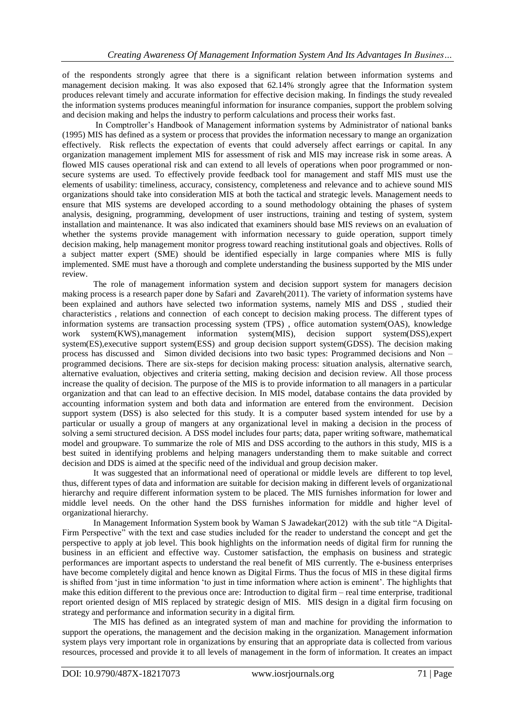of the respondents strongly agree that there is a significant relation between information systems and management decision making. It was also exposed that 62.14% strongly agree that the Information system produces relevant timely and accurate information for effective decision making. In findings the study revealed the information systems produces meaningful information for insurance companies, support the problem solving and decision making and helps the industry to perform calculations and process their works fast.

In Comptroller's Handbook of Management information systems by Administrator of national banks (1995) MIS has defined as a system or process that provides the information necessary to mange an organization effectively. Risk reflects the expectation of events that could adversely affect earrings or capital. In any organization management implement MIS for assessment of risk and MIS may increase risk in some areas. A flowed MIS causes operational risk and can extend to all levels of operations when poor programmed or non-secure systems are used. To effectively provide feedback tool for management and staff MIS must use the elements of usability: timeliness, accuracy, consistency, completeness and relevance and to achieve sound MIS organizations should take into consideration MIS at both the tactical and strategic levels. Management needs to ensure that MIS systems are developed according to a sound methodology obtaining the phases of system analysis, designing, programming, development of user instructions, training and testing of system, system installation and maintenance. It was also indicated that examiners should base MIS reviews on an evaluation of whether the systems provide management with information necessary to guide operation, support timely decision making, help management monitor progress toward reaching institutional goals and objectives. Rolls of a subject matter expert (SME) should be identified especially in large companies where MIS is fully implemented. SME must have a thorough and complete understanding the business supported by the MIS under review.

The role of management information system and decision support system for managers decision making process is a research paper done by Safari and Zavareh(2011). The variety of information systems have been explained and authors have selected two information systems, namely MIS and DSS , studied their characteristics , relations and connection of each concept to decision making process. The different types of information systems are transaction processing system (TPS) , office automation system(OAS), knowledge work system(KWS),management information system(MIS), decision support system(DSS),expert system(ES),executive support system(ESS) and group decision support system(GDSS). The decision making process has discussed and Simon divided decisions into two basic types: Programmed decisions and Non – programmed decisions. There are six-steps for decision making process: situation analysis, alternative search, alternative evaluation, objectives and criteria setting, making decision and decision review. All those process increase the quality of decision. The purpose of the MIS is to provide information to all managers in a particular organization and that can lead to an effective decision. In MIS model, database contains the data provided by accounting information system and both data and information are entered from the environment. Decision support system (DSS) is also selected for this study. It is a computer based system intended for use by a particular or usually a group of mangers at any organizational level in making a decision in the process of solving a semi structured decision. A DSS model includes four parts; data, paper writing software, mathematical model and groupware. To summarize the role of MIS and DSS according to the authors in this study, MIS is a best suited in identifying problems and helping managers understanding them to make suitable and correct decision and DDS is aimed at the specific need of the individual and group decision maker.

It was suggested that an informational need of operational or middle levels are different to top level, thus, different types of data and information are suitable for decision making in different levels of organizational hierarchy and require different information system to be placed. The MIS furnishes information for lower and middle level needs. On the other hand the DSS furnishes information for middle and higher level of organizational hierarchy.

In Management Information System book by Waman S Jawadekar(2012) with the sub title "A Digital-Firm Perspective" with the text and case studies included for the reader to understand the concept and get the perspective to apply at job level. This book highlights on the information needs of digital firm for running the business in an efficient and effective way. Customer satisfaction, the emphasis on business and strategic performances are important aspects to understand the real benefit of MIS currently. The e-business enterprises have become completely digital and hence known as Digital Firms. Thus the focus of MIS in these digital firms is shifted from 'just in time information 'to just in time information where action is eminent'. The highlights that make this edition different to the previous once are: Introduction to digital firm – real time enterprise, traditional report oriented design of MIS replaced by strategic design of MIS. MIS design in a digital firm focusing on strategy and performance and information security in a digital firm.

The MIS has defined as an integrated system of man and machine for providing the information to support the operations, the management and the decision making in the organization. Management information system plays very important role in organizations by ensuring that an appropriate data is collected from various resources, processed and provide it to all levels of management in the form of information. It creates an impact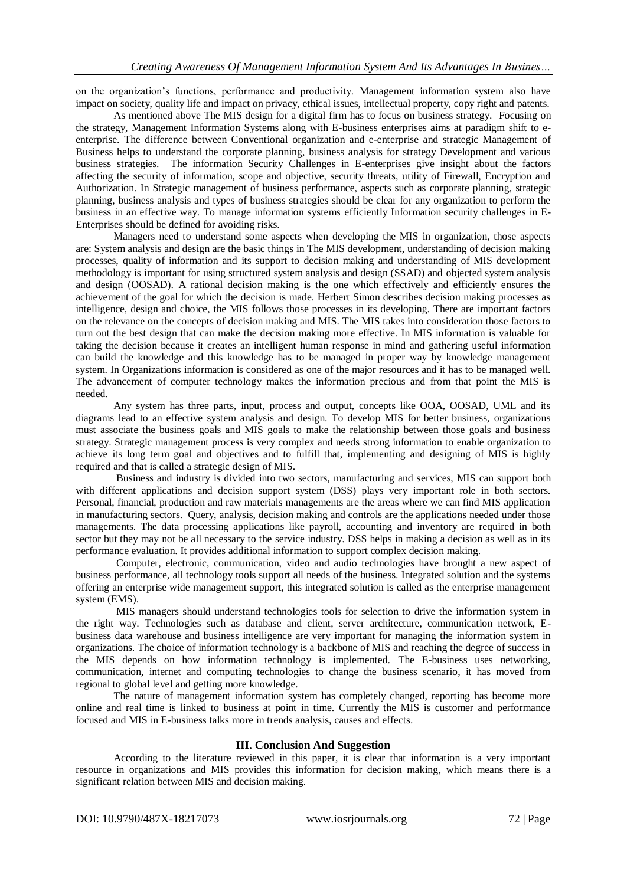on the organization's functions, performance and productivity. Management information system also have impact on society, quality life and impact on privacy, ethical issues, intellectual property, copy right and patents.

As mentioned above The MIS design for a digital firm has to focus on business strategy. Focusing on the strategy, Management Information Systems along with E-business enterprises aims at paradigm shift to e-enterprise. The difference between Conventional organization and e-enterprise and strategic Management of Business helps to understand the corporate planning, business analysis for strategy Development and various business strategies. The information Security Challenges in E-enterprises give insight about the factors affecting the security of information, scope and objective, security threats, utility of Firewall, Encryption and Authorization. In Strategic management of business performance, aspects such as corporate planning, strategic planning, business analysis and types of business strategies should be clear for any organization to perform the business in an effective way. To manage information systems efficiently Information security challenges in E-Enterprises should be defined for avoiding risks.

Managers need to understand some aspects when developing the MIS in organization, those aspects are: System analysis and design are the basic things in The MIS development, understanding of decision making processes, quality of information and its support to decision making and understanding of MIS development methodology is important for using structured system analysis and design (SSAD) and objected system analysis and design (OOSAD). A rational decision making is the one which effectively and efficiently ensures the achievement of the goal for which the decision is made. Herbert Simon describes decision making processes as intelligence, design and choice, the MIS follows those processes in its developing. There are important factors on the relevance on the concepts of decision making and MIS. The MIS takes into consideration those factors to turn out the best design that can make the decision making more effective. In MIS information is valuable for taking the decision because it creates an intelligent human response in mind and gathering useful information can build the knowledge and this knowledge has to be managed in proper way by knowledge management system. In Organizations information is considered as one of the major resources and it has to be managed well. The advancement of computer technology makes the information precious and from that point the MIS is needed.

Any system has three parts, input, process and output, concepts like OOA, OOSAD, UML and its diagrams lead to an effective system analysis and design. To develop MIS for better business, organizations must associate the business goals and MIS goals to make the relationship between those goals and business strategy. Strategic management process is very complex and needs strong information to enable organization to achieve its long term goal and objectives and to fulfill that, implementing and designing of MIS is highly required and that is called a strategic design of MIS.

Business and industry is divided into two sectors, manufacturing and services, MIS can support both with different applications and decision support system (DSS) plays very important role in both sectors. Personal, financial, production and raw materials managements are the areas where we can find MIS application in manufacturing sectors. Query, analysis, decision making and controls are the applications needed under those managements. The data processing applications like payroll, accounting and inventory are required in both sector but they may not be all necessary to the service industry. DSS helps in making a decision as well as in its performance evaluation. It provides additional information to support complex decision making.

Computer, electronic, communication, video and audio technologies have brought a new aspect of business performance, all technology tools support all needs of the business. Integrated solution and the systems offering an enterprise wide management support, this integrated solution is called as the enterprise management system (EMS).

MIS managers should understand technologies tools for selection to drive the information system in the right way. Technologies such as database and client, server architecture, communication network, E-business data warehouse and business intelligence are very important for managing the information system in organizations. The choice of information technology is a backbone of MIS and reaching the degree of success in the MIS depends on how information technology is implemented. The E-business uses networking, communication, internet and computing technologies to change the business scenario, it has moved from regional to global level and getting more knowledge.

The nature of management information system has completely changed, reporting has become more online and real time is linked to business at point in time. Currently the MIS is customer and performance focused and MIS in E-business talks more in trends analysis, causes and effects.

## III. Conclusion And Suggestion

According to the literature reviewed in this paper, it is clear that information is a very important resource in organizations and MIS provides this information for decision making, which means there is a significant relation between MIS and decision making.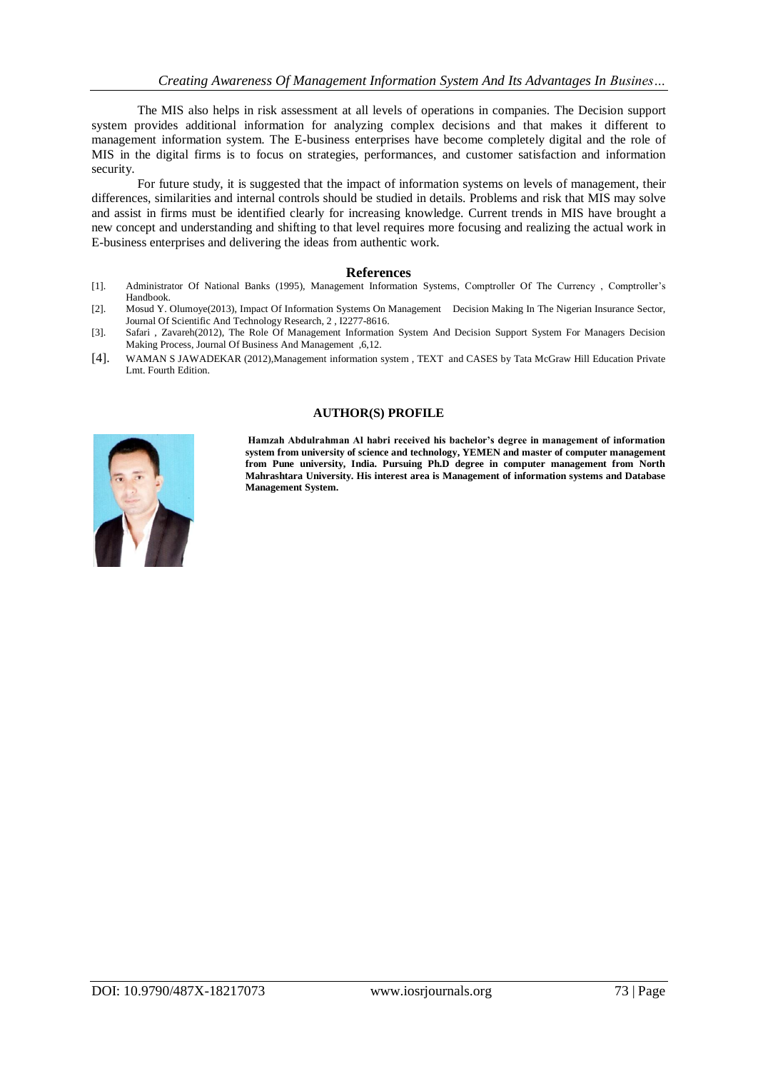The MIS also helps in risk assessment at all levels of operations in companies. The Decision support system provides additional information for analyzing complex decisions and that makes it different to management information system. The E-business enterprises have become completely digital and the role of MIS in the digital firms is to focus on strategies, performances, and customer satisfaction and information security.

For future study, it is suggested that the impact of information systems on levels of management, their differences, similarities and internal controls should be studied in details. Problems and risk that MIS may solve and assist in firms must be identified clearly for increasing knowledge. Current trends in MIS have brought a new concept and understanding and shifting to that level requires more focusing and realizing the actual work in E-business enterprises and delivering the ideas from authentic work.

## References

[1]. Administrator Of National Banks (1995), Management Information Systems, Comptroller Of The Currency , Comptroller's Handbook.

[2]. Mosud Y. Olumoye(2013), Impact Of Information Systems On Management Decision Making In The Nigerian Insurance Sector, Journal Of Scientific And Technology Research, 2 , I2277-8616.

[3]. Safari , Zavareh(2012), The Role Of Management Information System And Decision Support System For Managers Decision Making Process, Journal Of Business And Management ,6,12.

[4]. WAMAN S JAWADEKAR (2012),Management information system , TEXT and CASES by Tata McGraw Hill Education Private Lmt. Fourth Edition.

## AUTHOR(S) PROFILE

**Hamzah Abdulrahman Al habri received his bachelor's degree in management of information system from university of science and technology, YEMEN and master of computer management from Pune university, India. Pursuing Ph.D degree in computer management from North Mahrashtara University. His interest area is Management of information systems and Database Management System.**